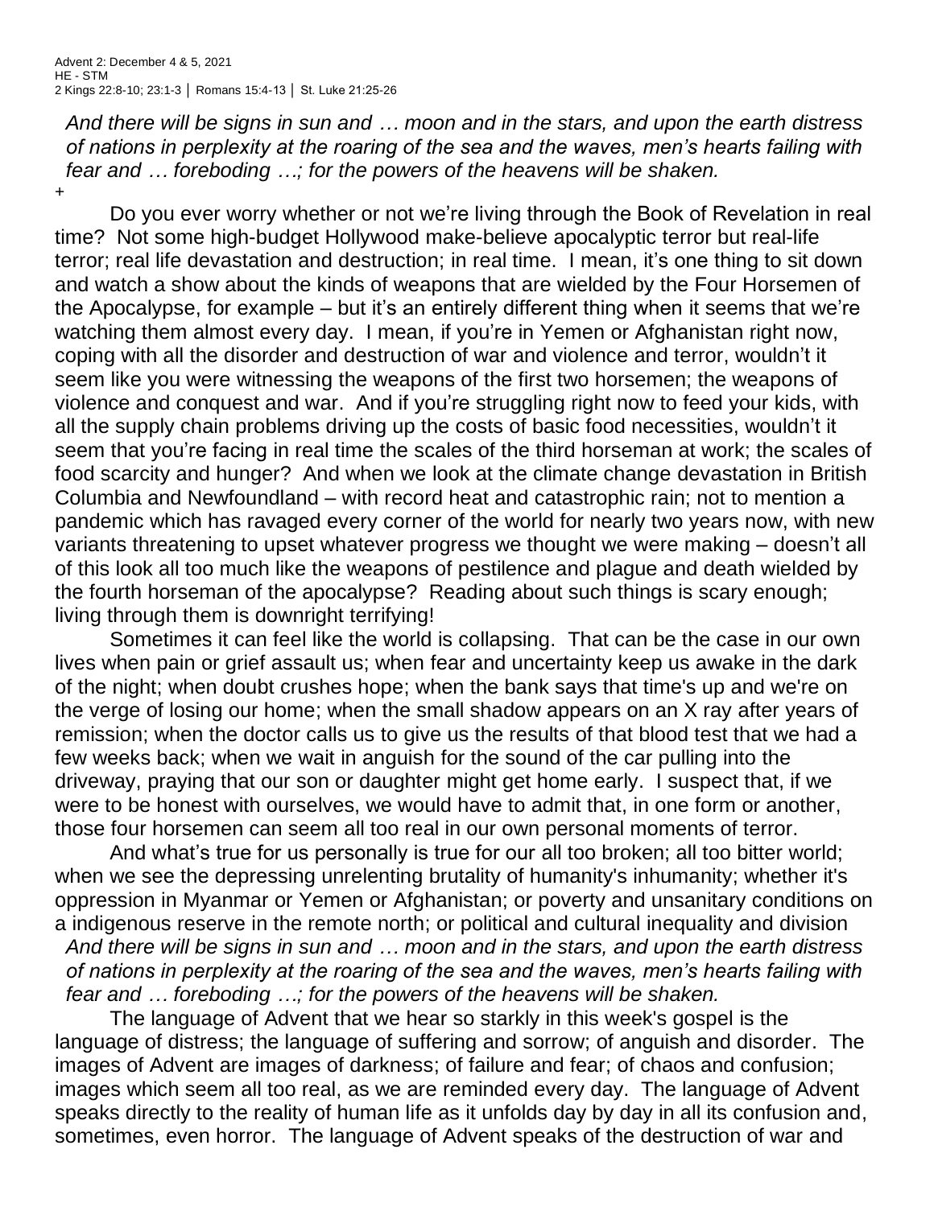Advent 2: December 4 & 5, 2021
HE - STM
2 Kings 22:8-10; 23:1-3 │ Romans 15:4-13 │ St. Luke 21:25-26

*And there will be signs in sun and … moon and in the stars, and upon the earth distress of nations in perplexity at the roaring of the sea and the waves, men's hearts failing with fear and … foreboding …; for the powers of the heavens will be shaken.*

+

Do you ever worry whether or not we're living through the Book of Revelation in real time? Not some high-budget Hollywood make-believe apocalyptic terror but real-life terror; real life devastation and destruction; in real time. I mean, it's one thing to sit down and watch a show about the kinds of weapons that are wielded by the Four Horsemen of the Apocalypse, for example – but it's an entirely different thing when it seems that we're watching them almost every day. I mean, if you're in Yemen or Afghanistan right now, coping with all the disorder and destruction of war and violence and terror, wouldn't it seem like you were witnessing the weapons of the first two horsemen; the weapons of violence and conquest and war. And if you're struggling right now to feed your kids, with all the supply chain problems driving up the costs of basic food necessities, wouldn't it seem that you're facing in real time the scales of the third horseman at work; the scales of food scarcity and hunger? And when we look at the climate change devastation in British Columbia and Newfoundland – with record heat and catastrophic rain; not to mention a pandemic which has ravaged every corner of the world for nearly two years now, with new variants threatening to upset whatever progress we thought we were making – doesn't all of this look all too much like the weapons of pestilence and plague and death wielded by the fourth horseman of the apocalypse? Reading about such things is scary enough; living through them is downright terrifying!

Sometimes it can feel like the world is collapsing. That can be the case in our own lives when pain or grief assault us; when fear and uncertainty keep us awake in the dark of the night; when doubt crushes hope; when the bank says that time's up and we're on the verge of losing our home; when the small shadow appears on an X ray after years of remission; when the doctor calls us to give us the results of that blood test that we had a few weeks back; when we wait in anguish for the sound of the car pulling into the driveway, praying that our son or daughter might get home early. I suspect that, if we were to be honest with ourselves, we would have to admit that, in one form or another, those four horsemen can seem all too real in our own personal moments of terror.

And what's true for us personally is true for our all too broken; all too bitter world; when we see the depressing unrelenting brutality of humanity's inhumanity; whether it's oppression in Myanmar or Yemen or Afghanistan; or poverty and unsanitary conditions on a indigenous reserve in the remote north; or political and cultural inequality and division

*And there will be signs in sun and … moon and in the stars, and upon the earth distress of nations in perplexity at the roaring of the sea and the waves, men's hearts failing with fear and … foreboding …; for the powers of the heavens will be shaken.*

The language of Advent that we hear so starkly in this week's gospel is the language of distress; the language of suffering and sorrow; of anguish and disorder. The images of Advent are images of darkness; of failure and fear; of chaos and confusion; images which seem all too real, as we are reminded every day. The language of Advent speaks directly to the reality of human life as it unfolds day by day in all its confusion and, sometimes, even horror. The language of Advent speaks of the destruction of war and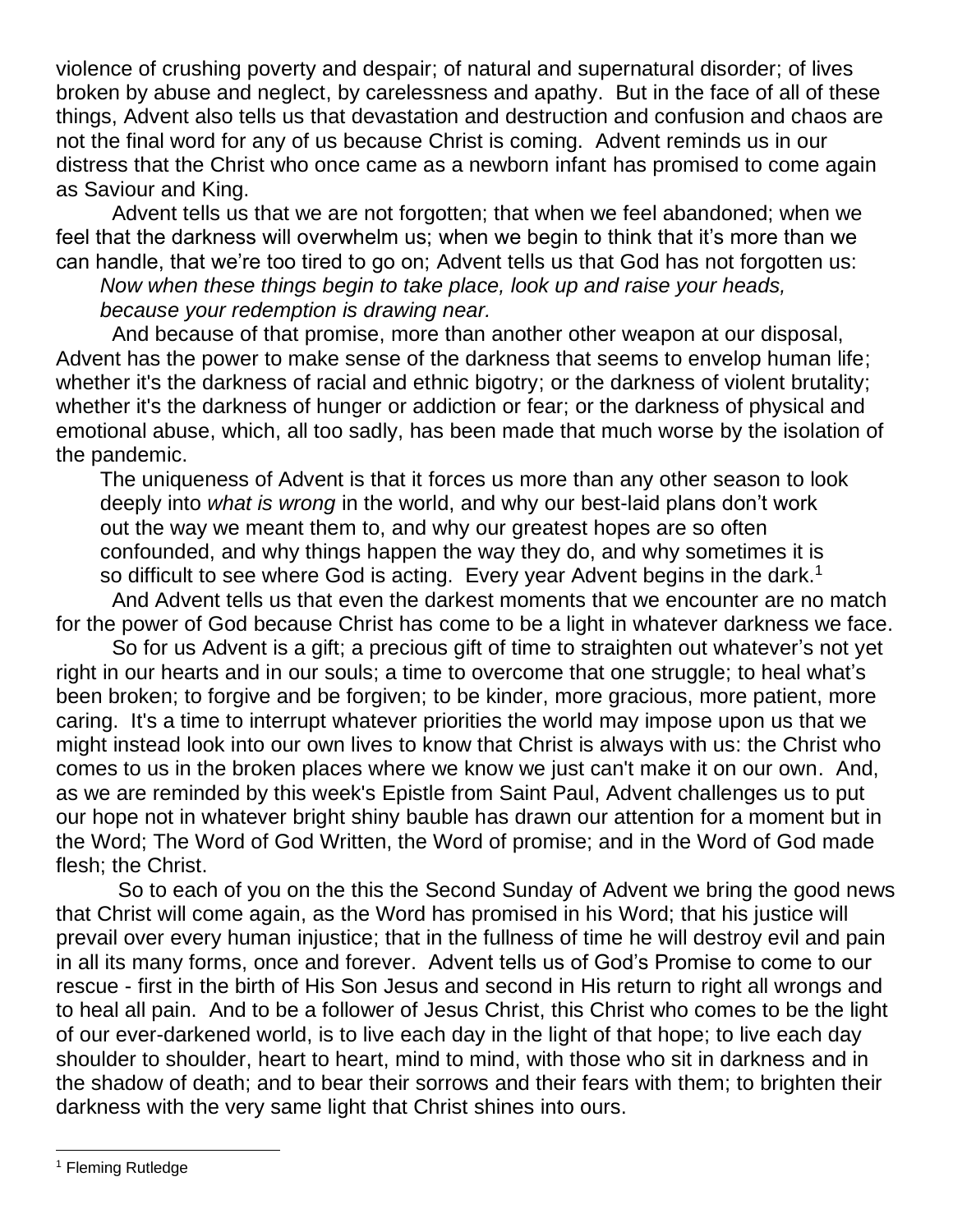violence of crushing poverty and despair; of natural and supernatural disorder; of lives broken by abuse and neglect, by carelessness and apathy. But in the face of all of these things, Advent also tells us that devastation and destruction and confusion and chaos are not the final word for any of us because Christ is coming. Advent reminds us in our distress that the Christ who once came as a newborn infant has promised to come again as Saviour and King.

Advent tells us that we are not forgotten; that when we feel abandoned; when we feel that the darkness will overwhelm us; when we begin to think that it's more than we can handle, that we're too tired to go on; Advent tells us that God has not forgotten us:

> *Now when these things begin to take place, look up and raise your heads, because your redemption is drawing near.*

And because of that promise, more than another other weapon at our disposal, Advent has the power to make sense of the darkness that seems to envelop human life; whether it's the darkness of racial and ethnic bigotry; or the darkness of violent brutality; whether it's the darkness of hunger or addiction or fear; or the darkness of physical and emotional abuse, which, all too sadly, has been made that much worse by the isolation of the pandemic.

> The uniqueness of Advent is that it forces us more than any other season to look deeply into *what is wrong* in the world, and why our best-laid plans don't work out the way we meant them to, and why our greatest hopes are so often confounded, and why things happen the way they do, and why sometimes it is so difficult to see where God is acting. Every year Advent begins in the dark.[1]

And Advent tells us that even the darkest moments that we encounter are no match for the power of God because Christ has come to be a light in whatever darkness we face.

So for us Advent is a gift; a precious gift of time to straighten out whatever's not yet right in our hearts and in our souls; a time to overcome that one struggle; to heal what's been broken; to forgive and be forgiven; to be kinder, more gracious, more patient, more caring. It's a time to interrupt whatever priorities the world may impose upon us that we might instead look into our own lives to know that Christ is always with us: the Christ who comes to us in the broken places where we know we just can't make it on our own. And, as we are reminded by this week's Epistle from Saint Paul, Advent challenges us to put our hope not in whatever bright shiny bauble has drawn our attention for a moment but in the Word; The Word of God Written, the Word of promise; and in the Word of God made flesh; the Christ.

So to each of you on the this the Second Sunday of Advent we bring the good news that Christ will come again, as the Word has promised in his Word; that his justice will prevail over every human injustice; that in the fullness of time he will destroy evil and pain in all its many forms, once and forever. Advent tells us of God's Promise to come to our rescue - first in the birth of His Son Jesus and second in His return to right all wrongs and to heal all pain. And to be a follower of Jesus Christ, this Christ who comes to be the light of our ever-darkened world, is to live each day in the light of that hope; to live each day shoulder to shoulder, heart to heart, mind to mind, with those who sit in darkness and in the shadow of death; and to bear their sorrows and their fears with them; to brighten their darkness with the very same light that Christ shines into ours.

---

[1] Fleming Rutledge